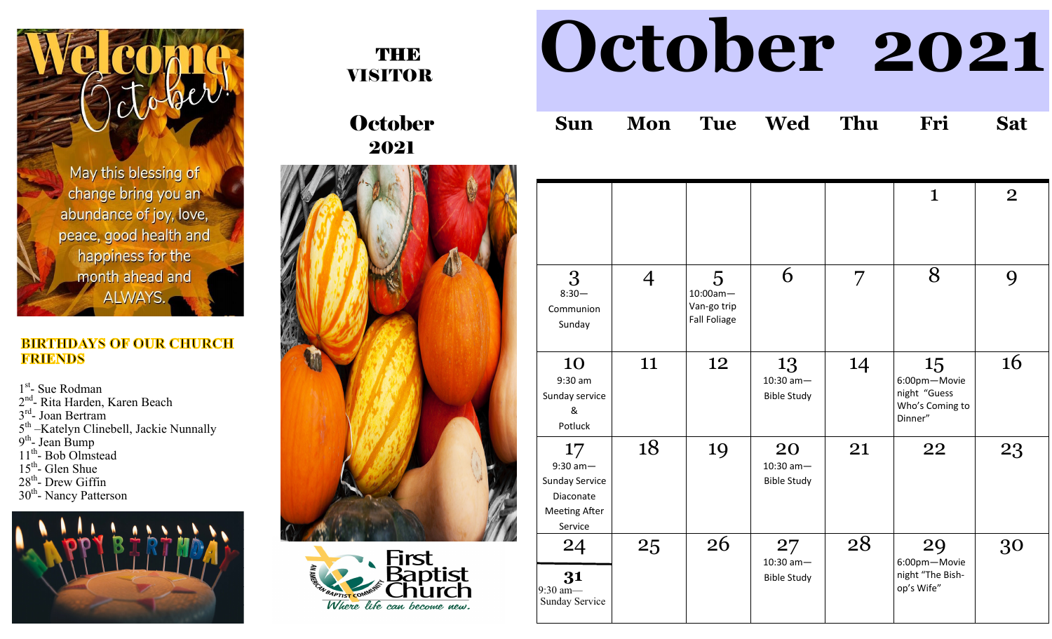Welcome October!

May this blessing of change bring you an abundance of joy, love, peace, good health and happiness for the month ahead and ALWAYS.

**BIRTHDAYS OF OUR CHURCH FRIENDS**

1st- Sue Rodman
2nd- Rita Harden, Karen Beach
3rd- Joan Bertram
5th –Katelyn Clinebell, Jackie Nunnally
9th- Jean Bump
11th- Bob Olmstead
15th- Glen Shue
28th- Drew Giffin
30th- Nancy Patterson

# THE VISITOR

## October 2021

First Baptist Church
An American Baptist Community
*Where life can become new.*

# October 2021

| Sun | Mon | Tue | Wed | Thu | Fri | Sat |
|---|---|---|---|---|---|---|
| | | | | | 1 | 2 |
| 3<br>8:30—<br>Communion Sunday | 4 | 5<br>10:00am—<br>Van-go trip Fall Foliage | 6 | 7 | 8 | 9 |
| 10<br>9:30 am<br>Sunday service<br>&<br>Potluck | 11 | 12 | 13<br>10:30 am—<br>Bible Study | 14 | 15<br>6:00pm—Movie night "Guess Who's Coming to Dinner" | 16 |
| 17<br>9:30 am—<br>Sunday Service<br>Diaconate Meeting After Service | 18 | 19 | 20<br>10:30 am—<br>Bible Study | 21 | 22 | 23 |
| 24 / 31<br>9:30 am—<br>Sunday Service | 25 | 26 | 27<br>10:30 am—<br>Bible Study | 28 | 29<br>6:00pm—Movie night "The Bishop's Wife" | 30 |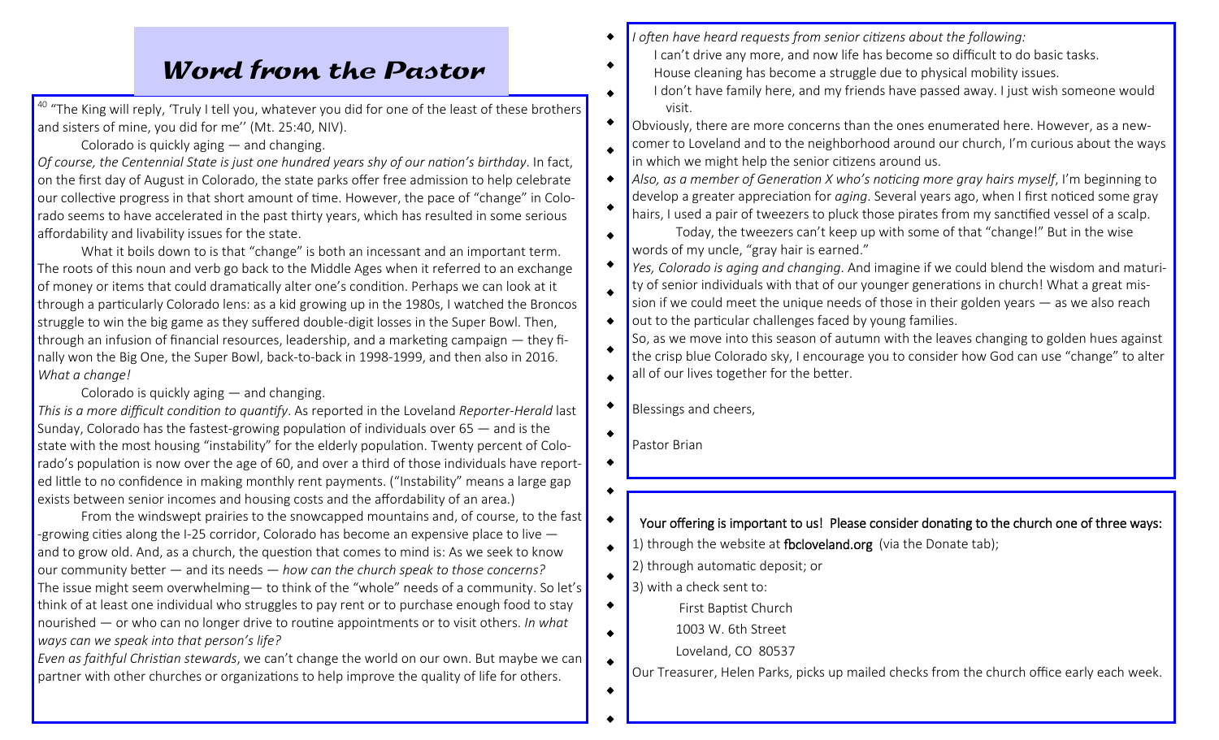# *Word from the Pastor*

[40] "The King will reply, 'Truly I tell you, whatever you did for one of the least of these brothers and sisters of mine, you did for me'' (Mt. 25:40, NIV).

Colorado is quickly aging — and changing.

*Of course, the Centennial State is just one hundred years shy of our nation's birthday*. In fact, on the first day of August in Colorado, the state parks offer free admission to help celebrate our collective progress in that short amount of time. However, the pace of "change" in Colorado seems to have accelerated in the past thirty years, which has resulted in some serious affordability and livability issues for the state.

What it boils down to is that "change" is both an incessant and an important term. The roots of this noun and verb go back to the Middle Ages when it referred to an exchange of money or items that could dramatically alter one's condition. Perhaps we can look at it through a particularly Colorado lens: as a kid growing up in the 1980s, I watched the Broncos struggle to win the big game as they suffered double-digit losses in the Super Bowl. Then, through an infusion of financial resources, leadership, and a marketing campaign — they finally won the Big One, the Super Bowl, back-to-back in 1998-1999, and then also in 2016. *What a change!*

Colorado is quickly aging — and changing.

*This is a more difficult condition to quantify*. As reported in the Loveland *Reporter-Herald* last Sunday, Colorado has the fastest-growing population of individuals over 65 — and is the state with the most housing "instability" for the elderly population. Twenty percent of Colorado's population is now over the age of 60, and over a third of those individuals have reported little to no confidence in making monthly rent payments. ("Instability" means a large gap exists between senior incomes and housing costs and the affordability of an area.)

From the windswept prairies to the snowcapped mountains and, of course, to the fast-growing cities along the I-25 corridor, Colorado has become an expensive place to live — and to grow old. And, as a church, the question that comes to mind is: As we seek to know our community better — and its needs — *how can the church speak to those concerns?* The issue might seem overwhelming— to think of the "whole" needs of a community. So let's think of at least one individual who struggles to pay rent or to purchase enough food to stay nourished — or who can no longer drive to routine appointments or to visit others. *In what ways can we speak into that person's life?*

*Even as faithful Christian stewards*, we can't change the world on our own. But maybe we can partner with other churches or organizations to help improve the quality of life for others.

*I often have heard requests from senior citizens about the following:*

I can't drive any more, and now life has become so difficult to do basic tasks.
House cleaning has become a struggle due to physical mobility issues.
I don't have family here, and my friends have passed away. I just wish someone would visit.

Obviously, there are more concerns than the ones enumerated here. However, as a newcomer to Loveland and to the neighborhood around our church, I'm curious about the ways in which we might help the senior citizens around us.

*Also, as a member of Generation X who's noticing more gray hairs myself*, I'm beginning to develop a greater appreciation for *aging*. Several years ago, when I first noticed some gray hairs, I used a pair of tweezers to pluck those pirates from my sanctified vessel of a scalp.

Today, the tweezers can't keep up with some of that "change!" But in the wise words of my uncle, "gray hair is earned."

*Yes, Colorado is aging and changing*. And imagine if we could blend the wisdom and maturity of senior individuals with that of our younger generations in church! What a great mission if we could meet the unique needs of those in their golden years — as we also reach out to the particular challenges faced by young families.

So, as we move into this season of autumn with the leaves changing to golden hues against the crisp blue Colorado sky, I encourage you to consider how God can use "change" to alter all of our lives together for the better.

Blessings and cheers,

Pastor Brian

---

Your offering is important to us! Please consider donating to the church one of three ways:

1) through the website at **fbcloveland.org** (via the Donate tab);
2) through automatic deposit; or
3) with a check sent to:

First Baptist Church
1003 W. 6th Street
Loveland, CO 80537

Our Treasurer, Helen Parks, picks up mailed checks from the church office early each week.